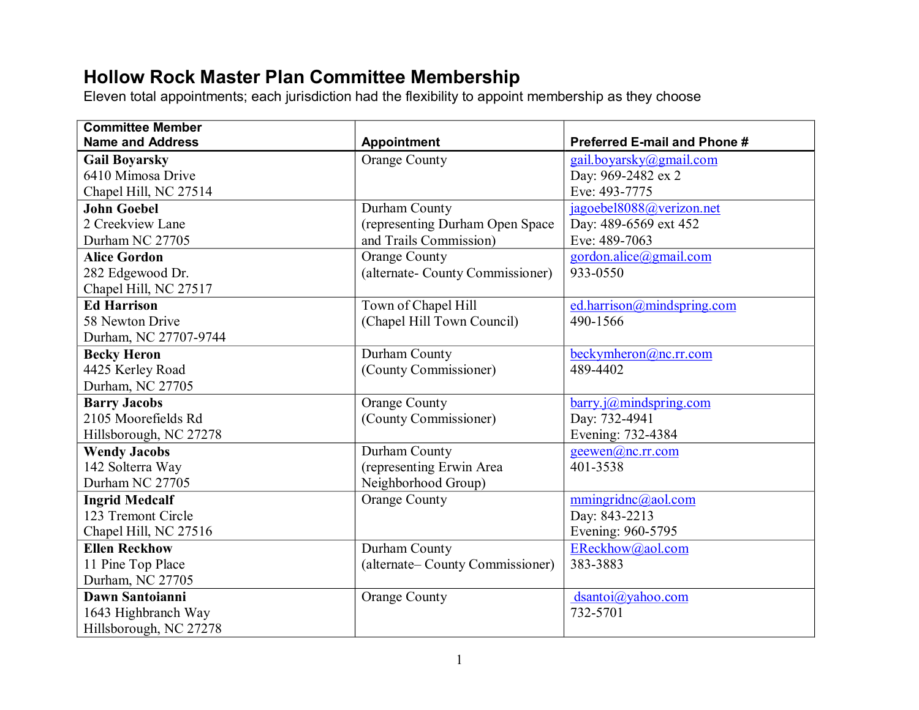# Hollow Rock Master Plan Committee Membership

Eleven total appointments; each jurisdiction had the flexibility to appoint membership as they choose

| Committee Member Name and Address | Appointment | Preferred E-mail and Phone # |
|---|---|---|
| **Gail Boyarsky**<br>6410 Mimosa Drive<br>Chapel Hill, NC 27514 | Orange County | gail.boyarsky@gmail.com<br>Day: 969-2482 ex 2<br>Eve: 493-7775 |
| **John Goebel**<br>2 Creekview Lane<br>Durham NC 27705 | Durham County<br>(representing Durham Open Space and Trails Commission) | jagoebel8088@verizon.net<br>Day: 489-6569 ext 452<br>Eve: 489-7063 |
| **Alice Gordon**<br>282 Edgewood Dr.<br>Chapel Hill, NC 27517 | Orange County<br>(alternate- County Commissioner) | gordon.alice@gmail.com<br>933-0550 |
| **Ed Harrison**<br>58 Newton Drive<br>Durham, NC 27707-9744 | Town of Chapel Hill<br>(Chapel Hill Town Council) | ed.harrison@mindspring.com<br>490-1566 |
| **Becky Heron**<br>4425 Kerley Road<br>Durham, NC 27705 | Durham County<br>(County Commissioner) | beckymheron@nc.rr.com<br>489-4402 |
| **Barry Jacobs**<br>2105 Moorefields Rd<br>Hillsborough, NC 27278 | Orange County<br>(County Commissioner) | barry.j@mindspring.com<br>Day: 732-4941<br>Evening: 732-4384 |
| **Wendy Jacobs**<br>142 Solterra Way<br>Durham NC 27705 | Durham County<br>(representing Erwin Area Neighborhood Group) | geewen@nc.rr.com<br>401-3538 |
| **Ingrid Medcalf**<br>123 Tremont Circle<br>Chapel Hill, NC 27516 | Orange County | mmingridnc@aol.com<br>Day: 843-2213<br>Evening: 960-5795 |
| **Ellen Reckhow**<br>11 Pine Top Place<br>Durham, NC 27705 | Durham County<br>(alternate– County Commissioner) | EReckhow@aol.com<br>383-3883 |
| **Dawn Santoianni**<br>1643 Highbranch Way<br>Hillsborough, NC 27278 | Orange County | dsantoi@yahoo.com<br>732-5701 |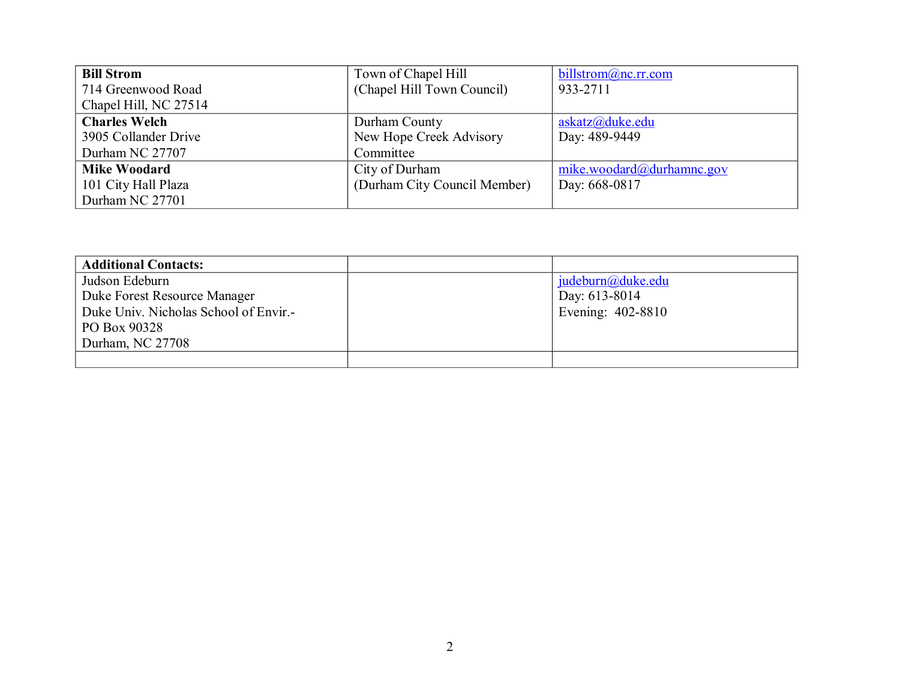| | | |
|---|---|---|
| **Bill Strom**<br>714 Greenwood Road<br>Chapel Hill, NC 27514 | Town of Chapel Hill<br>(Chapel Hill Town Council) | billstrom@nc.rr.com<br>933-2711 |
| **Charles Welch**<br>3905 Collander Drive<br>Durham NC 27707 | Durham County<br>New Hope Creek Advisory Committee | askatz@duke.edu<br>Day: 489-9449 |
| **Mike Woodard**<br>101 City Hall Plaza<br>Durham NC 27701 | City of Durham<br>(Durham City Council Member) | mike.woodard@durhamnc.gov<br>Day: 668-0817 |

| **Additional Contacts:** | | |
|---|---|---|
| Judson Edeburn<br>Duke Forest Resource Manager<br>Duke Univ. Nicholas School of Envir.-<br>PO Box 90328<br>Durham, NC 27708 | | judeburn@duke.edu<br>Day: 613-8014<br>Evening: 402-8810 |
| | | |